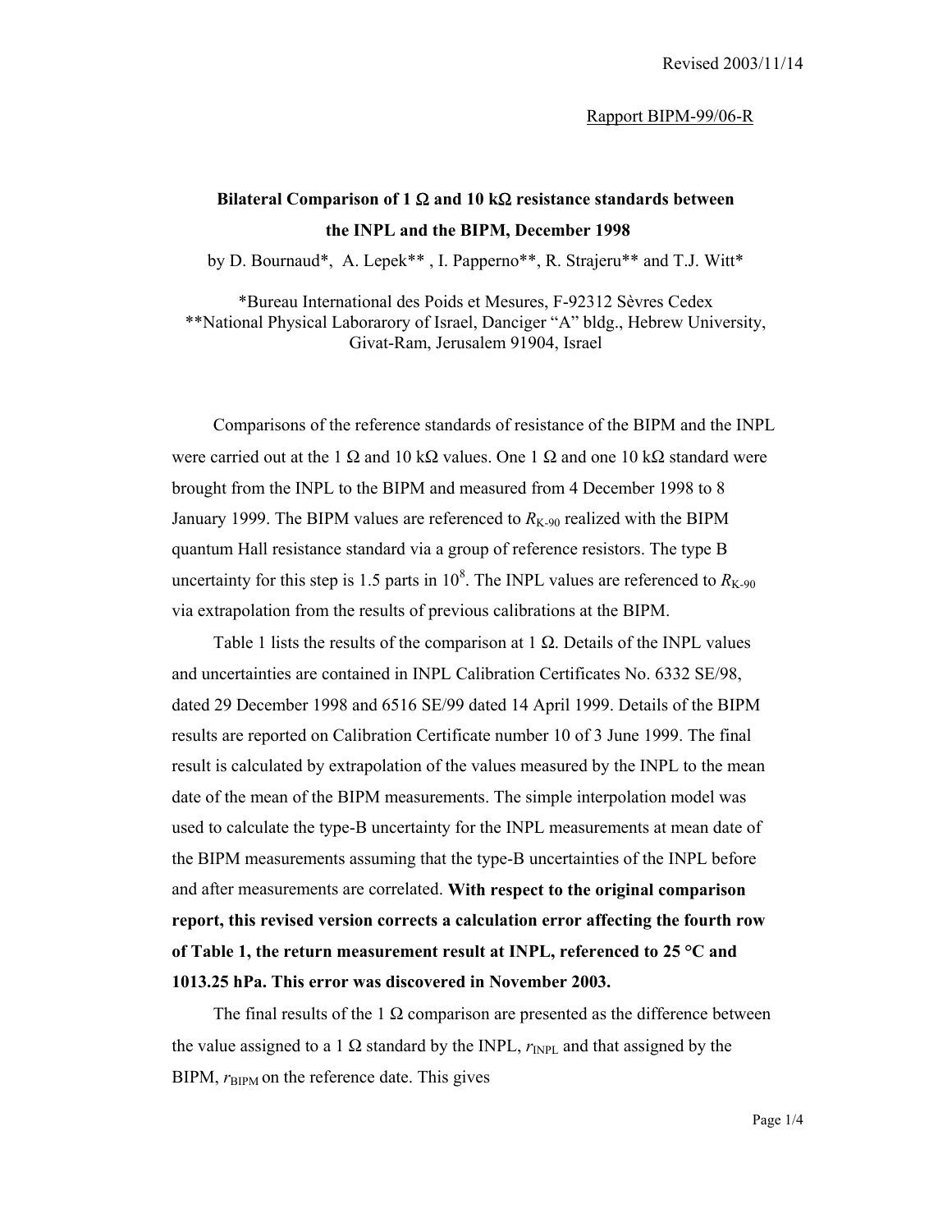Revised 2003/11/14

Rapport BIPM-99/06-R

## Bilateral Comparison of 1 Ω and 10 kΩ resistance standards between the INPL and the BIPM, December 1998

by D. Bournaud*, A. Lepek** , I. Papperno**, R. Strajeru** and T.J. Witt*

*Bureau International des Poids et Mesures, F-92312 Sèvres Cedex
**National Physical Laborarory of Israel, Danciger "A" bldg., Hebrew University, Givat-Ram, Jerusalem 91904, Israel

Comparisons of the reference standards of resistance of the BIPM and the INPL were carried out at the 1 Ω and 10 kΩ values. One 1 Ω and one 10 kΩ standard were brought from the INPL to the BIPM and measured from 4 December 1998 to 8 January 1999. The BIPM values are referenced to $R_{K-90}$ realized with the BIPM quantum Hall resistance standard via a group of reference resistors. The type B uncertainty for this step is 1.5 parts in $10^8$. The INPL values are referenced to $R_{K-90}$ via extrapolation from the results of previous calibrations at the BIPM.

Table 1 lists the results of the comparison at 1 Ω. Details of the INPL values and uncertainties are contained in INPL Calibration Certificates No. 6332 SE/98, dated 29 December 1998 and 6516 SE/99 dated 14 April 1999. Details of the BIPM results are reported on Calibration Certificate number 10 of 3 June 1999. The final result is calculated by extrapolation of the values measured by the INPL to the mean date of the mean of the BIPM measurements. The simple interpolation model was used to calculate the type-B uncertainty for the INPL measurements at mean date of the BIPM measurements assuming that the type-B uncertainties of the INPL before and after measurements are correlated. **With respect to the original comparison report, this revised version corrects a calculation error affecting the fourth row of Table 1, the return measurement result at INPL, referenced to 25 °C and 1013.25 hPa. This error was discovered in November 2003.**

The final results of the 1 Ω comparison are presented as the difference between the value assigned to a 1 Ω standard by the INPL, $r_{INPL}$ and that assigned by the BIPM, $r_{BIPM}$ on the reference date. This gives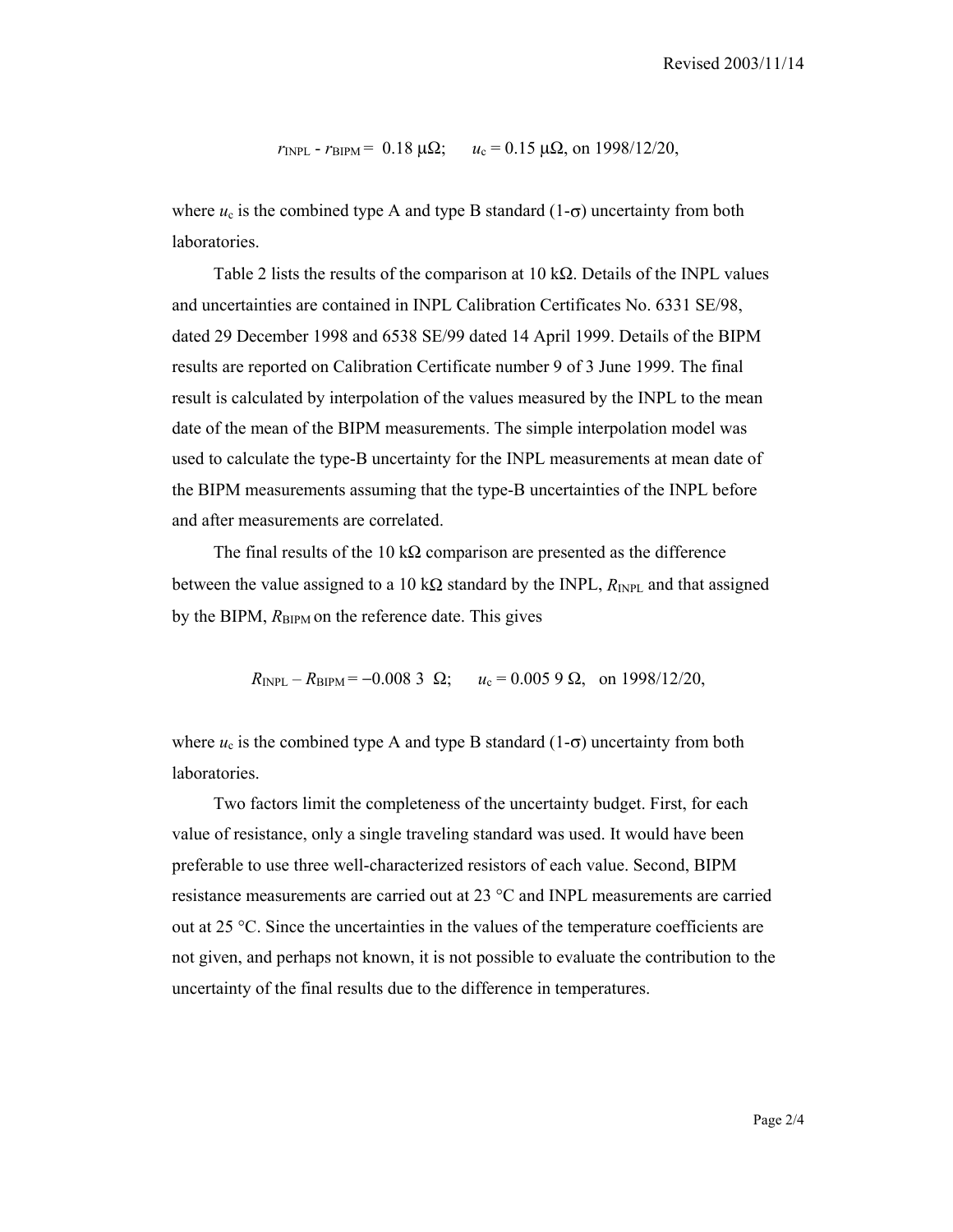$$r_{\mathrm{INPL}} - r_{\mathrm{BIPM}} = 0.18\ \mu\Omega; \quad u_c = 0.15\ \mu\Omega, \text{ on } 1998/12/20,$$

where $u_c$ is the combined type A and type B standard (1-$\sigma$) uncertainty from both laboratories.

Table 2 lists the results of the comparison at 10 kΩ. Details of the INPL values and uncertainties are contained in INPL Calibration Certificates No. 6331 SE/98, dated 29 December 1998 and 6538 SE/99 dated 14 April 1999. Details of the BIPM results are reported on Calibration Certificate number 9 of 3 June 1999. The final result is calculated by interpolation of the values measured by the INPL to the mean date of the mean of the BIPM measurements. The simple interpolation model was used to calculate the type-B uncertainty for the INPL measurements at mean date of the BIPM measurements assuming that the type-B uncertainties of the INPL before and after measurements are correlated.

The final results of the 10 kΩ comparison are presented as the difference between the value assigned to a 10 kΩ standard by the INPL, $R_{\mathrm{INPL}}$ and that assigned by the BIPM, $R_{\mathrm{BIPM}}$ on the reference date. This gives

$$R_{\mathrm{INPL}} - R_{\mathrm{BIPM}} = -0.008\,3\ \Omega; \quad u_c = 0.005\,9\ \Omega, \text{ on } 1998/12/20,$$

where $u_c$ is the combined type A and type B standard (1-$\sigma$) uncertainty from both laboratories.

Two factors limit the completeness of the uncertainty budget. First, for each value of resistance, only a single traveling standard was used. It would have been preferable to use three well-characterized resistors of each value. Second, BIPM resistance measurements are carried out at 23 °C and INPL measurements are carried out at 25 °C. Since the uncertainties in the values of the temperature coefficients are not given, and perhaps not known, it is not possible to evaluate the contribution to the uncertainty of the final results due to the difference in temperatures.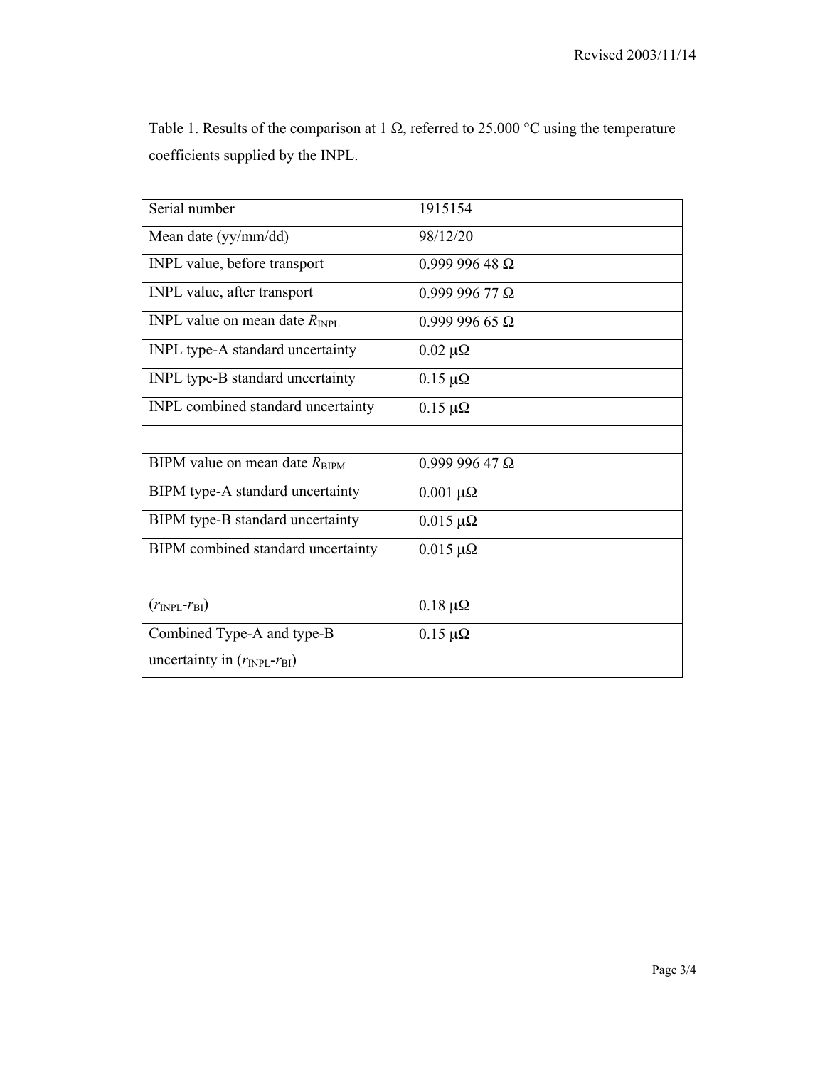Table 1. Results of the comparison at 1 Ω, referred to 25.000 °C using the temperature coefficients supplied by the INPL.

| Serial number | 1915154 |
|---|---|
| Mean date (yy/mm/dd) | 98/12/20 |
| INPL value, before transport | 0.999 996 48 Ω |
| INPL value, after transport | 0.999 996 77 Ω |
| INPL value on mean date $R_{\text{INPL}}$ | 0.999 996 65 Ω |
| INPL type-A standard uncertainty | 0.02 μΩ |
| INPL type-B standard uncertainty | 0.15 μΩ |
| INPL combined standard uncertainty | 0.15 μΩ |
| | |
| BIPM value on mean date $R_{\text{BIPM}}$ | 0.999 996 47 Ω |
| BIPM type-A standard uncertainty | 0.001 μΩ |
| BIPM type-B standard uncertainty | 0.015 μΩ |
| BIPM combined standard uncertainty | 0.015 μΩ |
| | |
| $(r_{\text{INPL}}\text{-}r_{\text{BI}})$ | 0.18 μΩ |
| Combined Type-A and type-B uncertainty in $(r_{\text{INPL}}\text{-}r_{\text{BI}})$ | 0.15 μΩ |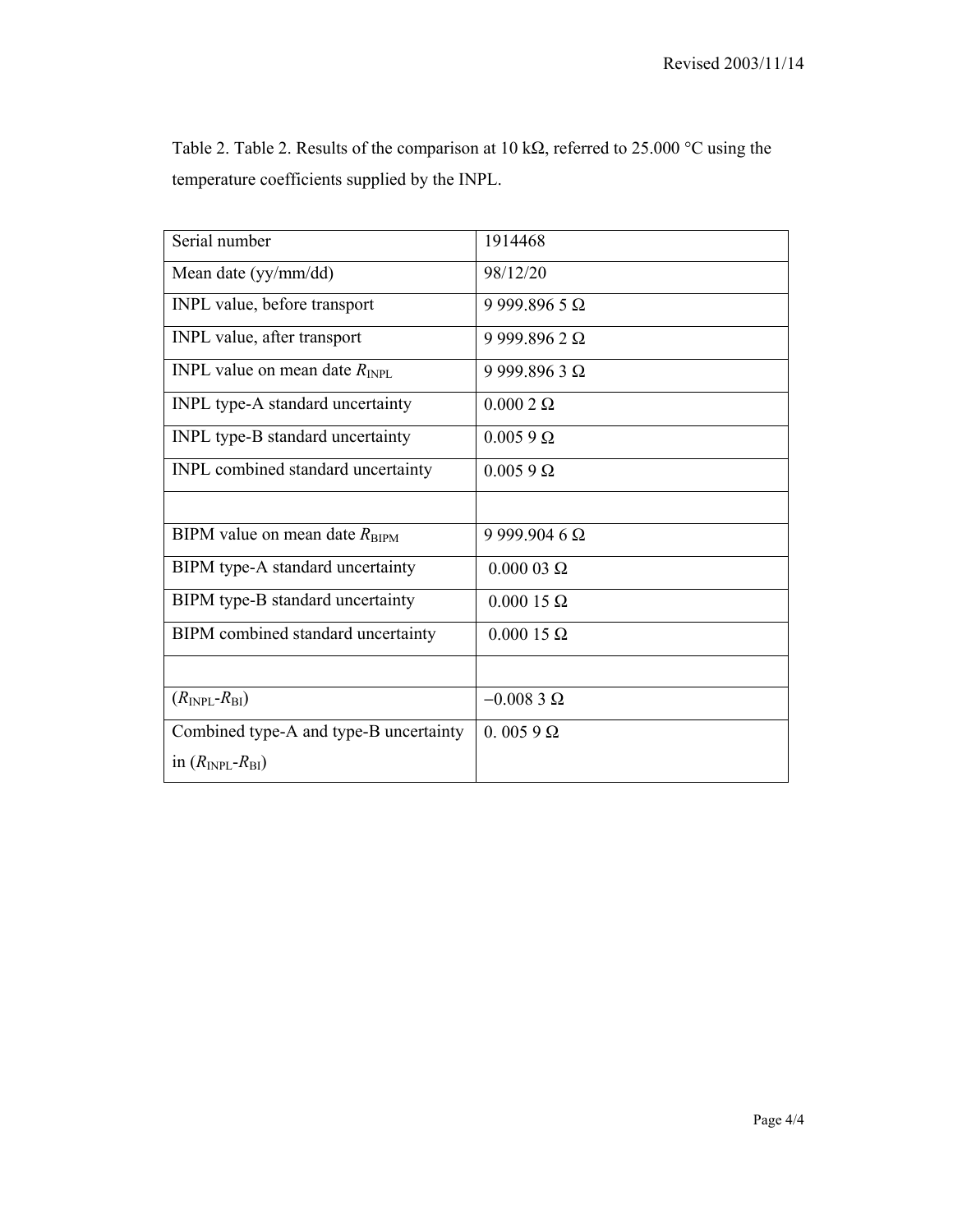Table 2. Table 2. Results of the comparison at 10 kΩ, referred to 25.000 °C using the temperature coefficients supplied by the INPL.

| | |
|---|---|
| Serial number | 1914468 |
| Mean date (yy/mm/dd) | 98/12/20 |
| INPL value, before transport | 9 999.896 5 Ω |
| INPL value, after transport | 9 999.896 2 Ω |
| INPL value on mean date $R_{\mathrm{INPL}}$ | 9 999.896 3 Ω |
| INPL type-A standard uncertainty | 0.000 2 Ω |
| INPL type-B standard uncertainty | 0.005 9 Ω |
| INPL combined standard uncertainty | 0.005 9 Ω |
| | |
| BIPM value on mean date $R_{\mathrm{BIPM}}$ | 9 999.904 6 Ω |
| BIPM type-A standard uncertainty | 0.000 03 Ω |
| BIPM type-B standard uncertainty | 0.000 15 Ω |
| BIPM combined standard uncertainty | 0.000 15 Ω |
| | |
| ($R_{\mathrm{INPL}}$-$R_{\mathrm{BI}}$) | −0.008 3 Ω |
| Combined type-A and type-B uncertainty in ($R_{\mathrm{INPL}}$-$R_{\mathrm{BI}}$) | 0. 005 9 Ω |